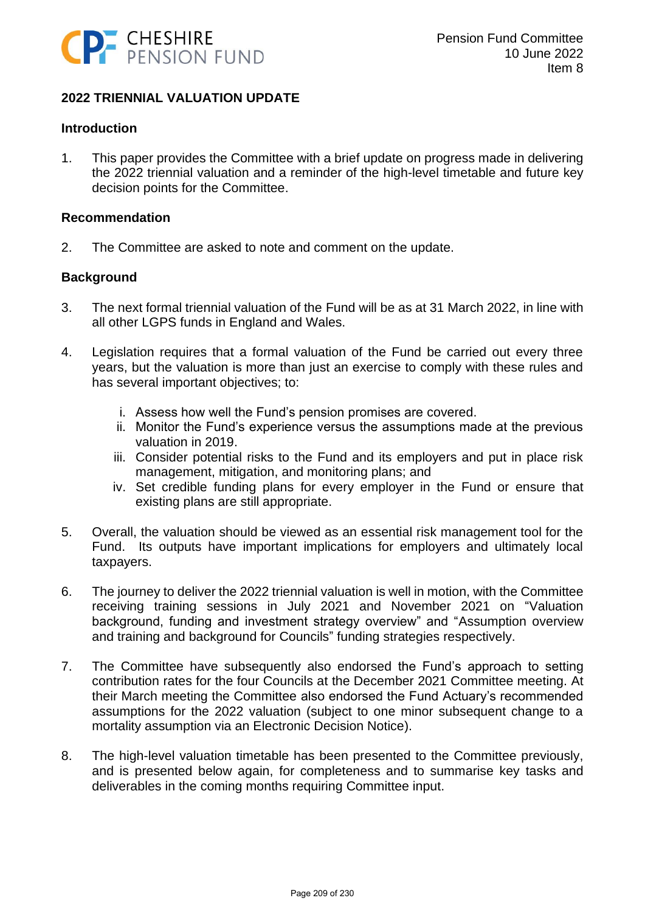Pension Fund Committee
10 June 2022
Item 8

## 2022 TRIENNIAL VALUATION UPDATE

### Introduction

1. This paper provides the Committee with a brief update on progress made in delivering the 2022 triennial valuation and a reminder of the high-level timetable and future key decision points for the Committee.

### Recommendation

2. The Committee are asked to note and comment on the update.

### Background

3. The next formal triennial valuation of the Fund will be as at 31 March 2022, in line with all other LGPS funds in England and Wales.

4. Legislation requires that a formal valuation of the Fund be carried out every three years, but the valuation is more than just an exercise to comply with these rules and has several important objectives; to:

   i. Assess how well the Fund's pension promises are covered.
   ii. Monitor the Fund's experience versus the assumptions made at the previous valuation in 2019.
   iii. Consider potential risks to the Fund and its employers and put in place risk management, mitigation, and monitoring plans; and
   iv. Set credible funding plans for every employer in the Fund or ensure that existing plans are still appropriate.

5. Overall, the valuation should be viewed as an essential risk management tool for the Fund. Its outputs have important implications for employers and ultimately local taxpayers.

6. The journey to deliver the 2022 triennial valuation is well in motion, with the Committee receiving training sessions in July 2021 and November 2021 on "Valuation background, funding and investment strategy overview" and "Assumption overview and training and background for Councils" funding strategies respectively.

7. The Committee have subsequently also endorsed the Fund's approach to setting contribution rates for the four Councils at the December 2021 Committee meeting. At their March meeting the Committee also endorsed the Fund Actuary's recommended assumptions for the 2022 valuation (subject to one minor subsequent change to a mortality assumption via an Electronic Decision Notice).

8. The high-level valuation timetable has been presented to the Committee previously, and is presented below again, for completeness and to summarise key tasks and deliverables in the coming months requiring Committee input.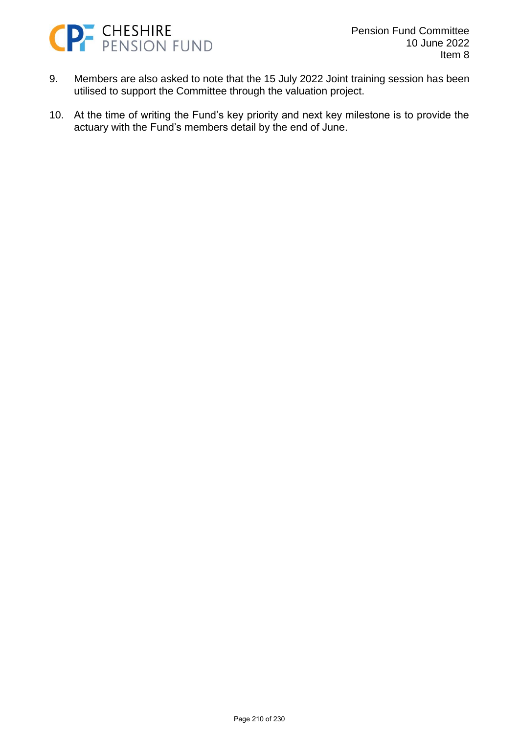9. Members are also asked to note that the 15 July 2022 Joint training session has been utilised to support the Committee through the valuation project.

10. At the time of writing the Fund's key priority and next key milestone is to provide the actuary with the Fund's members detail by the end of June.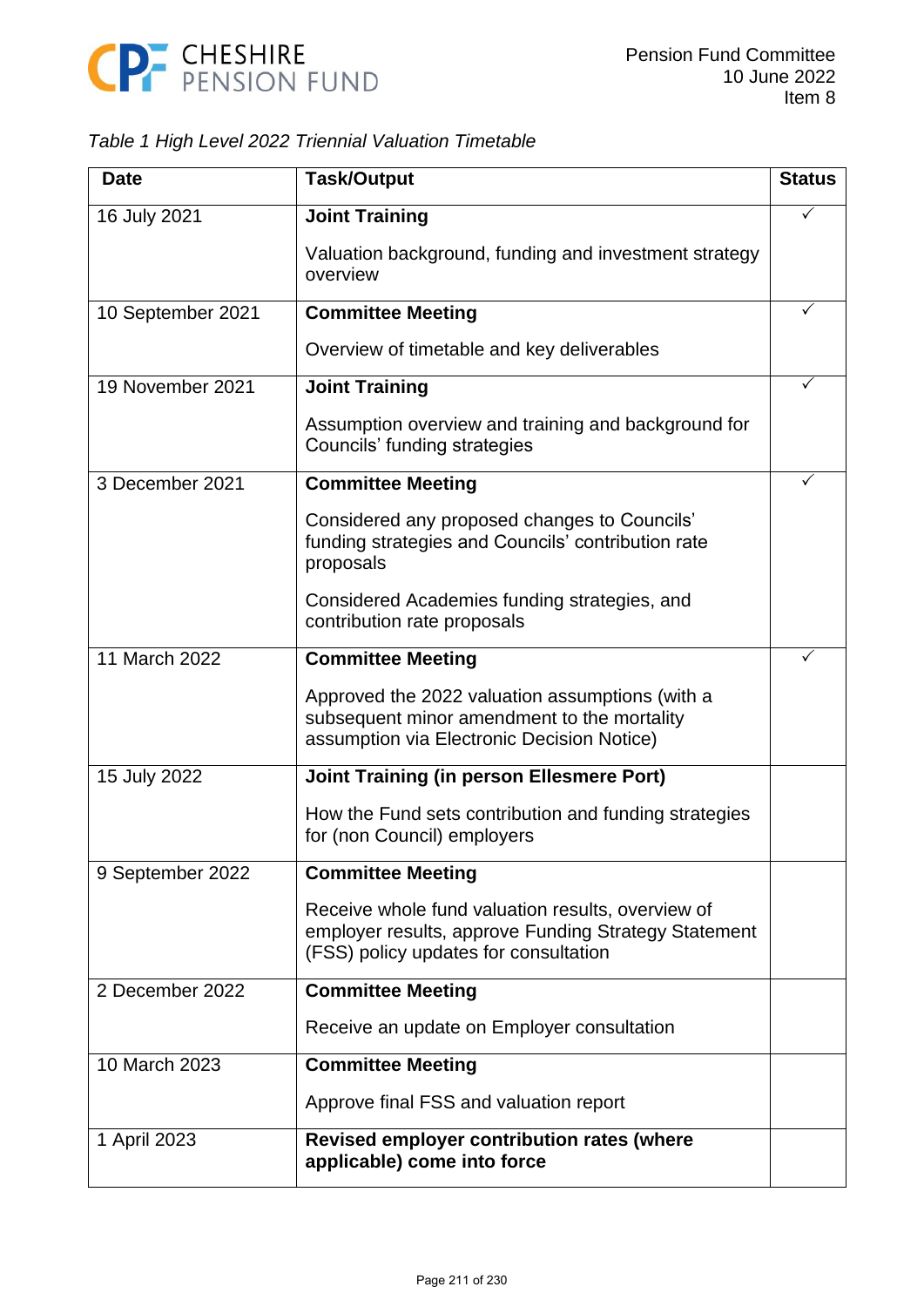*Table 1 High Level 2022 Triennial Valuation Timetable*

| Date | Task/Output | Status |
|---|---|---|
| 16 July 2021 | **Joint Training**<br><br>Valuation background, funding and investment strategy overview | ✓ |
| 10 September 2021 | **Committee Meeting**<br><br>Overview of timetable and key deliverables | ✓ |
| 19 November 2021 | **Joint Training**<br><br>Assumption overview and training and background for Councils' funding strategies | ✓ |
| 3 December 2021 | **Committee Meeting**<br><br>Considered any proposed changes to Councils' funding strategies and Councils' contribution rate proposals<br><br>Considered Academies funding strategies, and contribution rate proposals | ✓ |
| 11 March 2022 | **Committee Meeting**<br><br>Approved the 2022 valuation assumptions (with a subsequent minor amendment to the mortality assumption via Electronic Decision Notice) | ✓ |
| 15 July 2022 | **Joint Training (in person Ellesmere Port)**<br><br>How the Fund sets contribution and funding strategies for (non Council) employers | |
| 9 September 2022 | **Committee Meeting**<br><br>Receive whole fund valuation results, overview of employer results, approve Funding Strategy Statement (FSS) policy updates for consultation | |
| 2 December 2022 | **Committee Meeting**<br><br>Receive an update on Employer consultation | |
| 10 March 2023 | **Committee Meeting**<br><br>Approve final FSS and valuation report | |
| 1 April 2023 | **Revised employer contribution rates (where applicable) come into force** | |